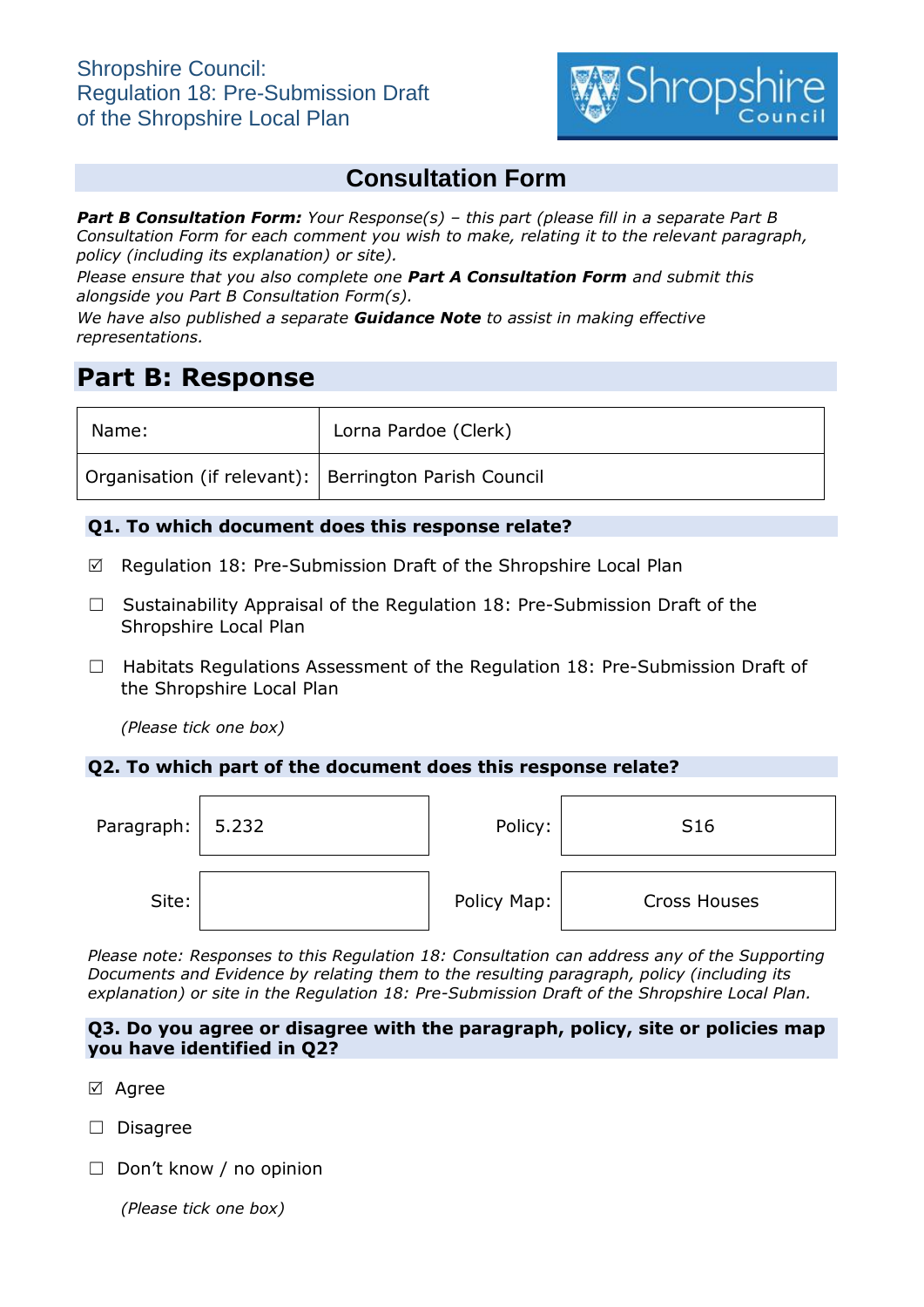Shropshire Council:
Regulation 18: Pre-Submission Draft of the Shropshire Local Plan

# Consultation Form

***Part B Consultation Form:*** *Your Response(s) – this part (please fill in a separate Part B Consultation Form for each comment you wish to make, relating it to the relevant paragraph, policy (including its explanation) or site).*

*Please ensure that you also complete one **Part A Consultation Form** and submit this alongside you Part B Consultation Form(s).*

*We have also published a separate **Guidance Note** to assist in making effective representations.*

## Part B: Response

| Name: | Lorna Pardoe (Clerk) |
|---|---|
| Organisation (if relevant): | Berrington Parish Council |

### Q1. To which document does this response relate?

☑ Regulation 18: Pre-Submission Draft of the Shropshire Local Plan

☐ Sustainability Appraisal of the Regulation 18: Pre-Submission Draft of the Shropshire Local Plan

☐ Habitats Regulations Assessment of the Regulation 18: Pre-Submission Draft of the Shropshire Local Plan

*(Please tick one box)*

### Q2. To which part of the document does this response relate?

| Paragraph: | 5.232 | Policy: | S16 |
|---|---|---|---|
| Site: | | Policy Map: | Cross Houses |

*Please note: Responses to this Regulation 18: Consultation can address any of the Supporting Documents and Evidence by relating them to the resulting paragraph, policy (including its explanation) or site in the Regulation 18: Pre-Submission Draft of the Shropshire Local Plan.*

### Q3. Do you agree or disagree with the paragraph, policy, site or policies map you have identified in Q2?

☑ Agree

☐ Disagree

☐ Don't know / no opinion

*(Please tick one box)*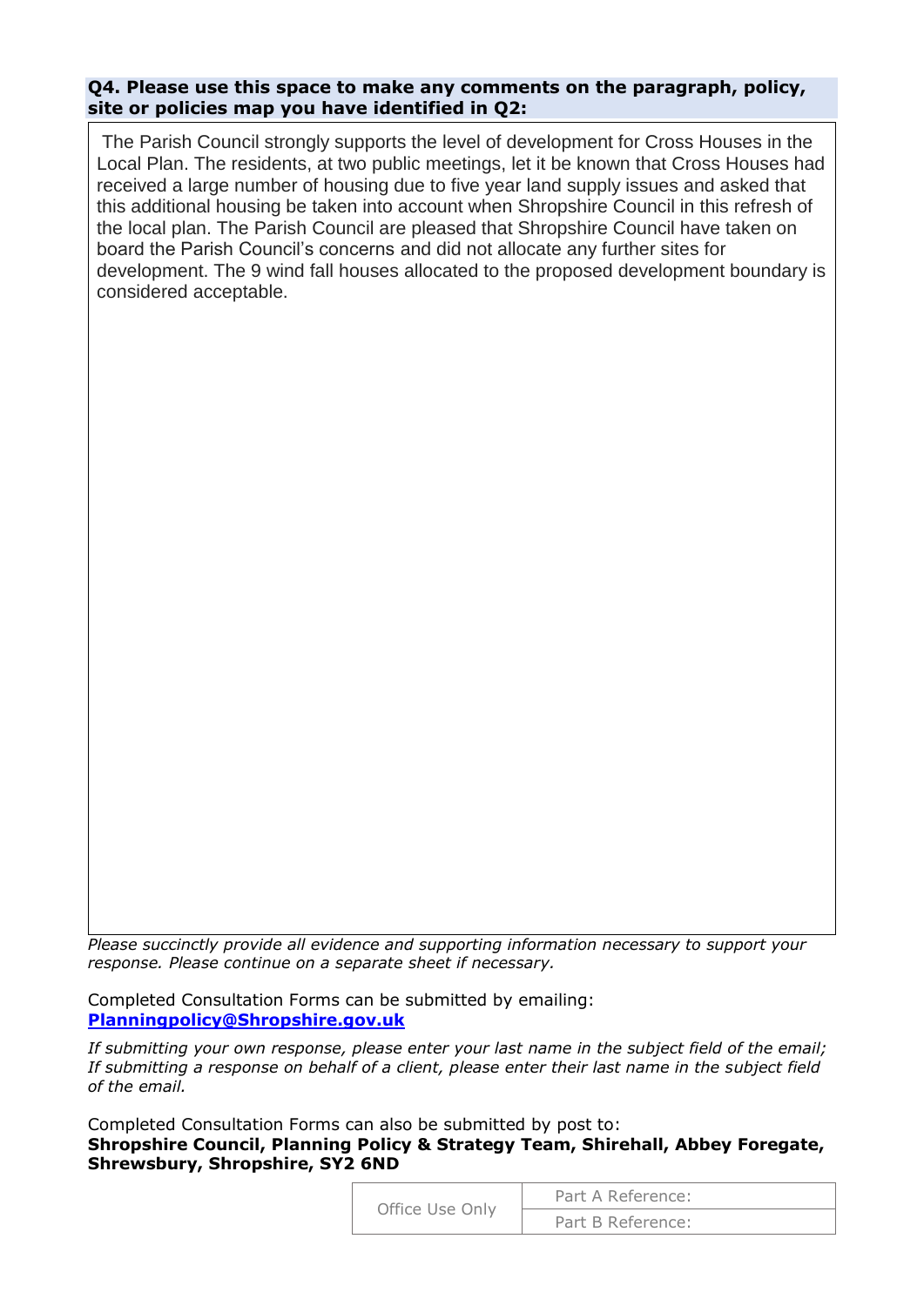**Q4. Please use this space to make any comments on the paragraph, policy, site or policies map you have identified in Q2:**

The Parish Council strongly supports the level of development for Cross Houses in the Local Plan. The residents, at two public meetings, let it be known that Cross Houses had received a large number of housing due to five year land supply issues and asked that this additional housing be taken into account when Shropshire Council in this refresh of the local plan. The Parish Council are pleased that Shropshire Council have taken on board the Parish Council's concerns and did not allocate any further sites for development. The 9 wind fall houses allocated to the proposed development boundary is considered acceptable.

*Please succinctly provide all evidence and supporting information necessary to support your response. Please continue on a separate sheet if necessary.*

Completed Consultation Forms can be submitted by emailing:
**Planningpolicy@Shropshire.gov.uk**

*If submitting your own response, please enter your last name in the subject field of the email; If submitting a response on behalf of a client, please enter their last name in the subject field of the email.*

Completed Consultation Forms can also be submitted by post to:
**Shropshire Council, Planning Policy & Strategy Team, Shirehall, Abbey Foregate, Shrewsbury, Shropshire, SY2 6ND**

| | |
|---|---|
| Office Use Only | Part A Reference: |
| | Part B Reference: |